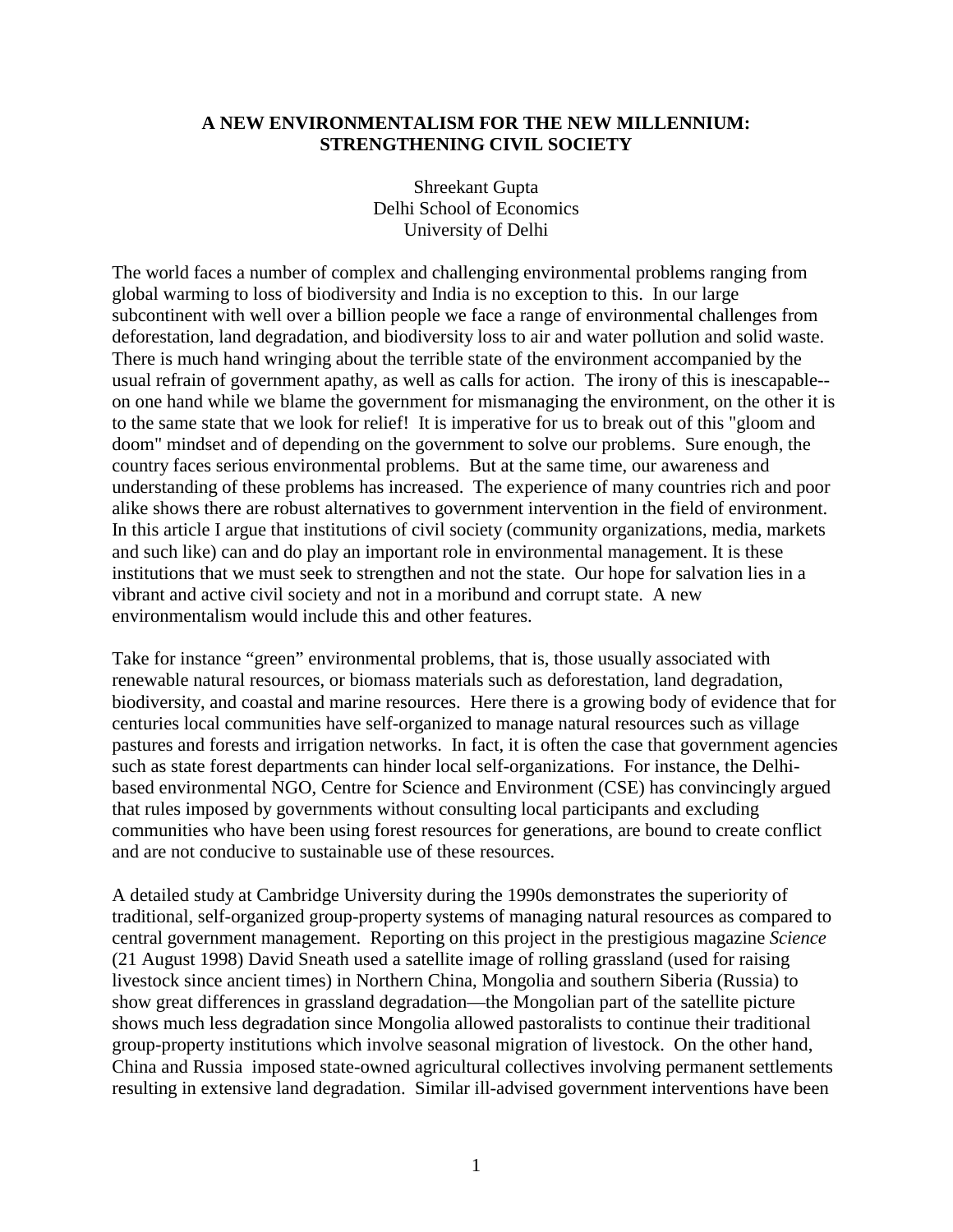# A NEW ENVIRONMENTALISM FOR THE NEW MILLENNIUM: STRENGTHENING CIVIL SOCIETY

Shreekant Gupta
Delhi School of Economics
University of Delhi

The world faces a number of complex and challenging environmental problems ranging from global warming to loss of biodiversity and India is no exception to this. In our large subcontinent with well over a billion people we face a range of environmental challenges from deforestation, land degradation, and biodiversity loss to air and water pollution and solid waste. There is much hand wringing about the terrible state of the environment accompanied by the usual refrain of government apathy, as well as calls for action. The irony of this is inescapable--on one hand while we blame the government for mismanaging the environment, on the other it is to the same state that we look for relief! It is imperative for us to break out of this "gloom and doom" mindset and of depending on the government to solve our problems. Sure enough, the country faces serious environmental problems. But at the same time, our awareness and understanding of these problems has increased. The experience of many countries rich and poor alike shows there are robust alternatives to government intervention in the field of environment. In this article I argue that institutions of civil society (community organizations, media, markets and such like) can and do play an important role in environmental management. It is these institutions that we must seek to strengthen and not the state. Our hope for salvation lies in a vibrant and active civil society and not in a moribund and corrupt state. A new environmentalism would include this and other features.

Take for instance "green" environmental problems, that is, those usually associated with renewable natural resources, or biomass materials such as deforestation, land degradation, biodiversity, and coastal and marine resources. Here there is a growing body of evidence that for centuries local communities have self-organized to manage natural resources such as village pastures and forests and irrigation networks. In fact, it is often the case that government agencies such as state forest departments can hinder local self-organizations. For instance, the Delhi-based environmental NGO, Centre for Science and Environment (CSE) has convincingly argued that rules imposed by governments without consulting local participants and excluding communities who have been using forest resources for generations, are bound to create conflict and are not conducive to sustainable use of these resources.

A detailed study at Cambridge University during the 1990s demonstrates the superiority of traditional, self-organized group-property systems of managing natural resources as compared to central government management. Reporting on this project in the prestigious magazine *Science* (21 August 1998) David Sneath used a satellite image of rolling grassland (used for raising livestock since ancient times) in Northern China, Mongolia and southern Siberia (Russia) to show great differences in grassland degradation—the Mongolian part of the satellite picture shows much less degradation since Mongolia allowed pastoralists to continue their traditional group-property institutions which involve seasonal migration of livestock. On the other hand, China and Russia imposed state-owned agricultural collectives involving permanent settlements resulting in extensive land degradation. Similar ill-advised government interventions have been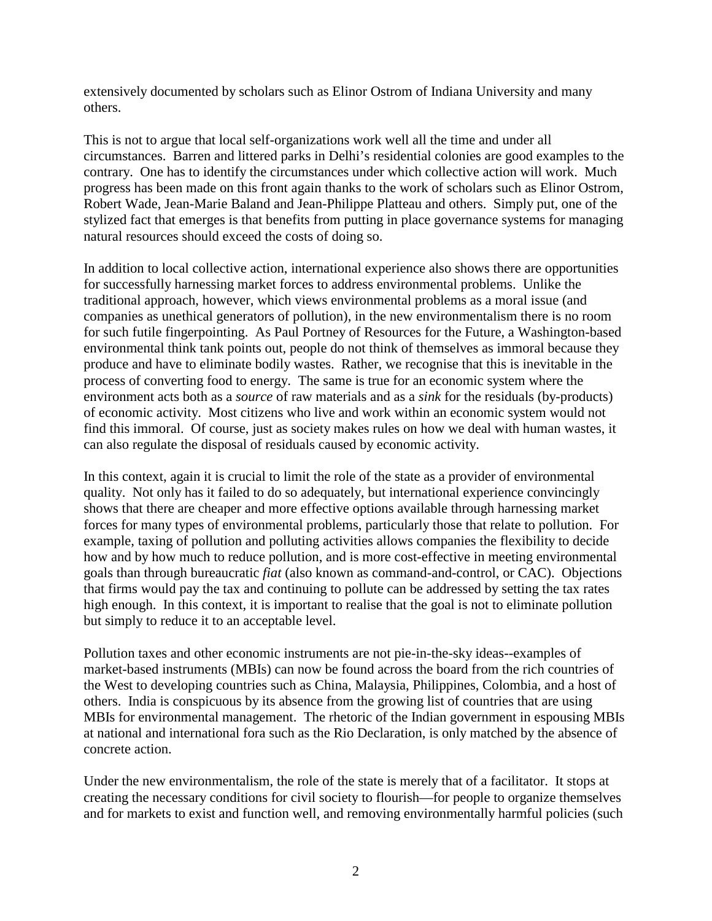extensively documented by scholars such as Elinor Ostrom of Indiana University and many others.

This is not to argue that local self-organizations work well all the time and under all circumstances. Barren and littered parks in Delhi's residential colonies are good examples to the contrary. One has to identify the circumstances under which collective action will work. Much progress has been made on this front again thanks to the work of scholars such as Elinor Ostrom, Robert Wade, Jean-Marie Baland and Jean-Philippe Platteau and others. Simply put, one of the stylized fact that emerges is that benefits from putting in place governance systems for managing natural resources should exceed the costs of doing so.

In addition to local collective action, international experience also shows there are opportunities for successfully harnessing market forces to address environmental problems. Unlike the traditional approach, however, which views environmental problems as a moral issue (and companies as unethical generators of pollution), in the new environmentalism there is no room for such futile fingerpointing. As Paul Portney of Resources for the Future, a Washington-based environmental think tank points out, people do not think of themselves as immoral because they produce and have to eliminate bodily wastes. Rather, we recognise that this is inevitable in the process of converting food to energy. The same is true for an economic system where the environment acts both as a *source* of raw materials and as a *sink* for the residuals (by-products) of economic activity. Most citizens who live and work within an economic system would not find this immoral. Of course, just as society makes rules on how we deal with human wastes, it can also regulate the disposal of residuals caused by economic activity.

In this context, again it is crucial to limit the role of the state as a provider of environmental quality. Not only has it failed to do so adequately, but international experience convincingly shows that there are cheaper and more effective options available through harnessing market forces for many types of environmental problems, particularly those that relate to pollution. For example, taxing of pollution and polluting activities allows companies the flexibility to decide how and by how much to reduce pollution, and is more cost-effective in meeting environmental goals than through bureaucratic *fiat* (also known as command-and-control, or CAC). Objections that firms would pay the tax and continuing to pollute can be addressed by setting the tax rates high enough. In this context, it is important to realise that the goal is not to eliminate pollution but simply to reduce it to an acceptable level.

Pollution taxes and other economic instruments are not pie-in-the-sky ideas--examples of market-based instruments (MBIs) can now be found across the board from the rich countries of the West to developing countries such as China, Malaysia, Philippines, Colombia, and a host of others. India is conspicuous by its absence from the growing list of countries that are using MBIs for environmental management. The rhetoric of the Indian government in espousing MBIs at national and international fora such as the Rio Declaration, is only matched by the absence of concrete action.

Under the new environmentalism, the role of the state is merely that of a facilitator. It stops at creating the necessary conditions for civil society to flourish—for people to organize themselves and for markets to exist and function well, and removing environmentally harmful policies (such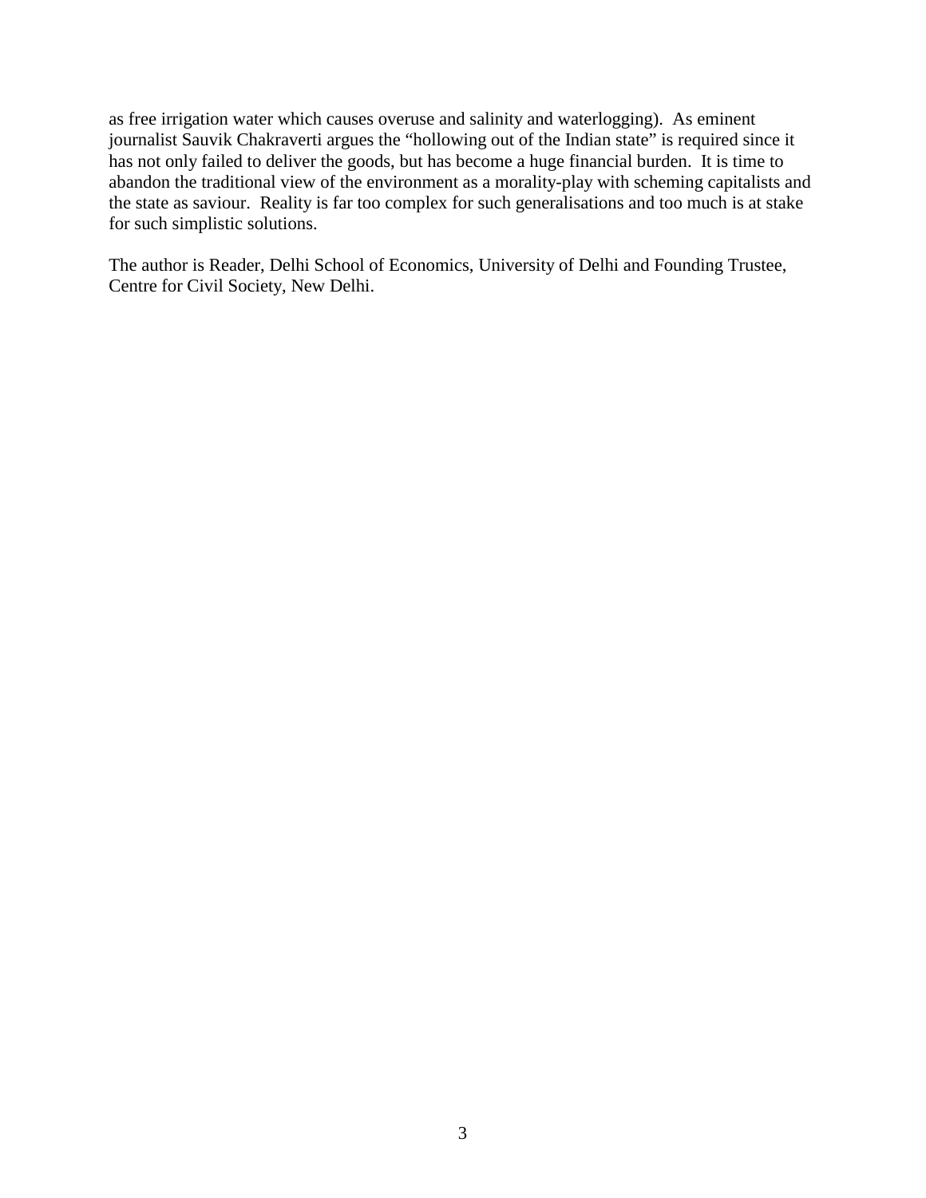as free irrigation water which causes overuse and salinity and waterlogging). As eminent journalist Sauvik Chakraverti argues the "hollowing out of the Indian state" is required since it has not only failed to deliver the goods, but has become a huge financial burden. It is time to abandon the traditional view of the environment as a morality-play with scheming capitalists and the state as saviour. Reality is far too complex for such generalisations and too much is at stake for such simplistic solutions.

The author is Reader, Delhi School of Economics, University of Delhi and Founding Trustee, Centre for Civil Society, New Delhi.